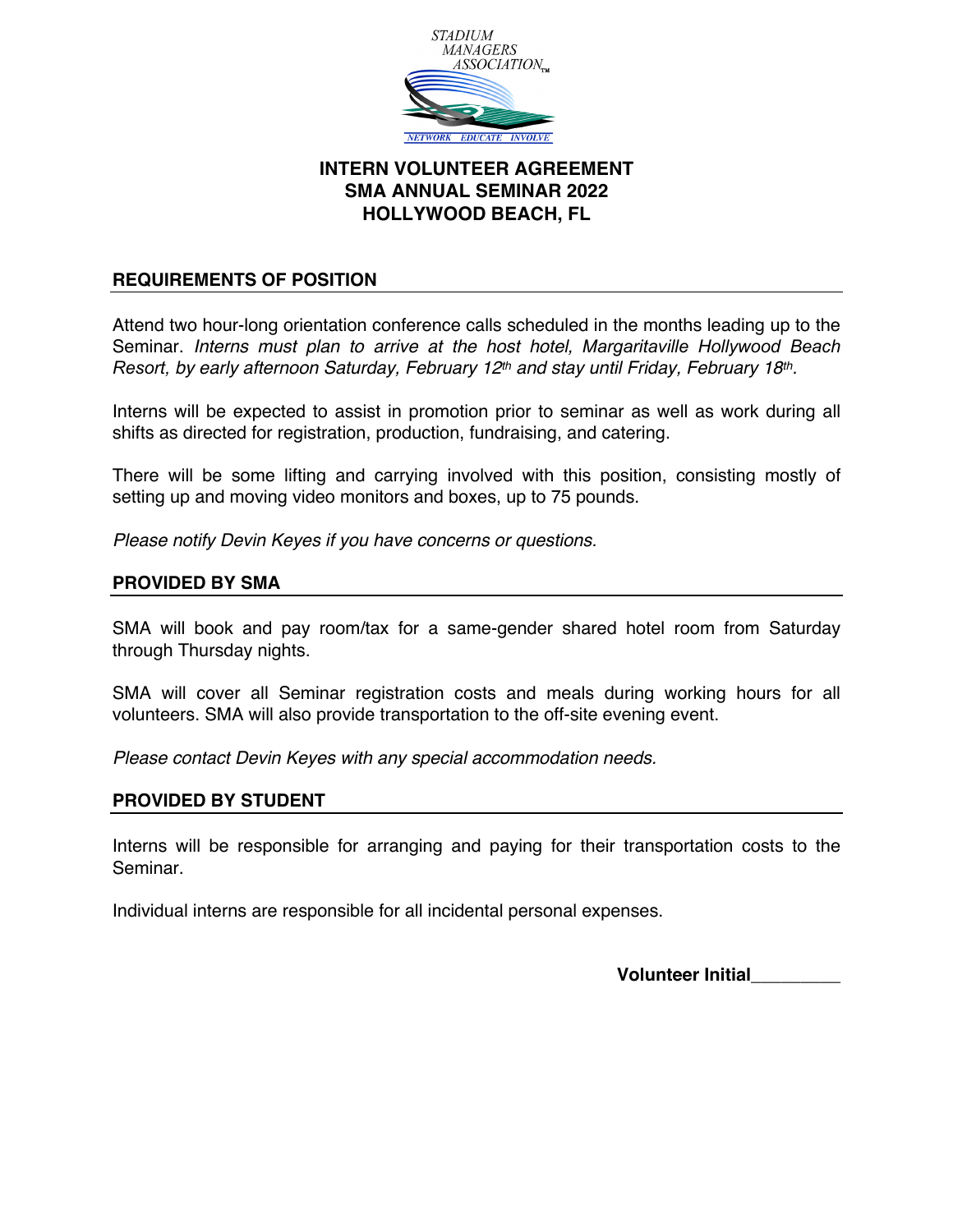STADIUM MANAGERS ASSOCIATION™

NETWORK EDUCATE INVOLVE

# INTERN VOLUNTEER AGREEMENT
# SMA ANNUAL SEMINAR 2022
# HOLLYWOOD BEACH, FL

## REQUIREMENTS OF POSITION

Attend two hour-long orientation conference calls scheduled in the months leading up to the Seminar. *Interns must plan to arrive at the host hotel, Margaritaville Hollywood Beach Resort, by early afternoon Saturday, February 12th and stay until Friday, February 18th.*

Interns will be expected to assist in promotion prior to seminar as well as work during all shifts as directed for registration, production, fundraising, and catering.

There will be some lifting and carrying involved with this position, consisting mostly of setting up and moving video monitors and boxes, up to 75 pounds.

*Please notify Devin Keyes if you have concerns or questions.*

## PROVIDED BY SMA

SMA will book and pay room/tax for a same-gender shared hotel room from Saturday through Thursday nights.

SMA will cover all Seminar registration costs and meals during working hours for all volunteers. SMA will also provide transportation to the off-site evening event.

*Please contact Devin Keyes with any special accommodation needs.*

## PROVIDED BY STUDENT

Interns will be responsible for arranging and paying for their transportation costs to the Seminar.

Individual interns are responsible for all incidental personal expenses.

**Volunteer Initial**_________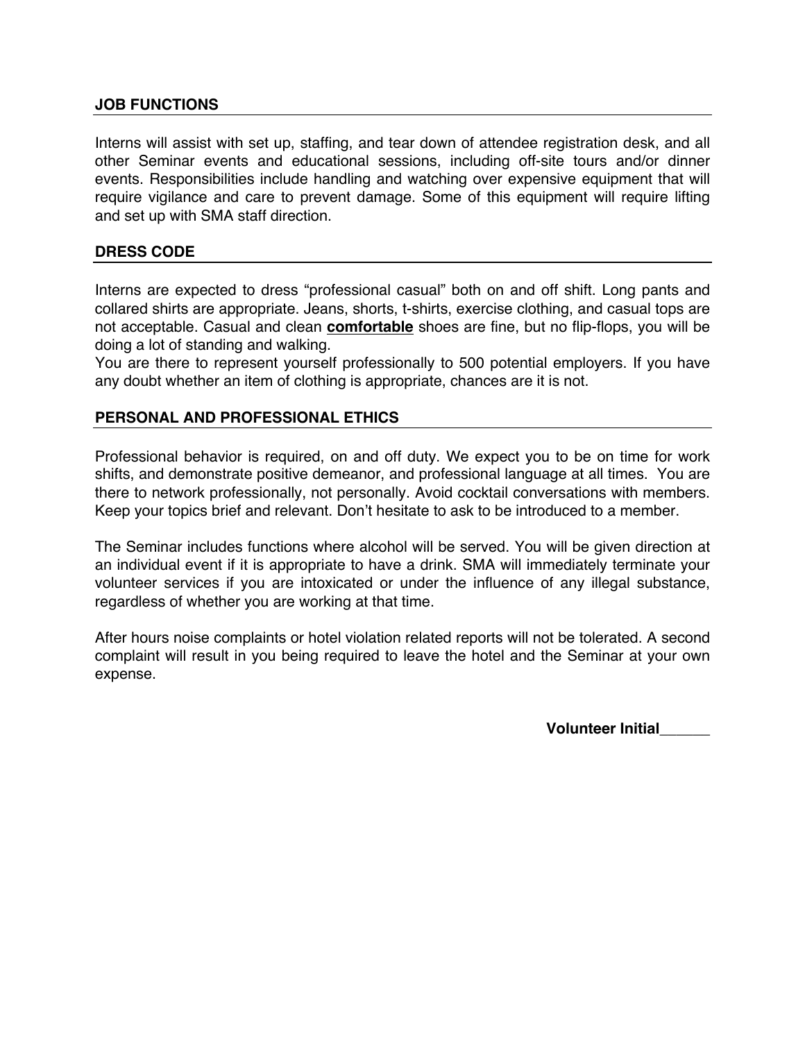## JOB FUNCTIONS

Interns will assist with set up, staffing, and tear down of attendee registration desk, and all other Seminar events and educational sessions, including off-site tours and/or dinner events. Responsibilities include handling and watching over expensive equipment that will require vigilance and care to prevent damage. Some of this equipment will require lifting and set up with SMA staff direction.

## DRESS CODE

Interns are expected to dress "professional casual" both on and off shift. Long pants and collared shirts are appropriate. Jeans, shorts, t-shirts, exercise clothing, and casual tops are not acceptable. Casual and clean **comfortable** shoes are fine, but no flip-flops, you will be doing a lot of standing and walking.

You are there to represent yourself professionally to 500 potential employers. If you have any doubt whether an item of clothing is appropriate, chances are it is not.

## PERSONAL AND PROFESSIONAL ETHICS

Professional behavior is required, on and off duty. We expect you to be on time for work shifts, and demonstrate positive demeanor, and professional language at all times. You are there to network professionally, not personally. Avoid cocktail conversations with members. Keep your topics brief and relevant. Don't hesitate to ask to be introduced to a member.

The Seminar includes functions where alcohol will be served. You will be given direction at an individual event if it is appropriate to have a drink. SMA will immediately terminate your volunteer services if you are intoxicated or under the influence of any illegal substance, regardless of whether you are working at that time.

After hours noise complaints or hotel violation related reports will not be tolerated. A second complaint will result in you being required to leave the hotel and the Seminar at your own expense.

**Volunteer Initial______**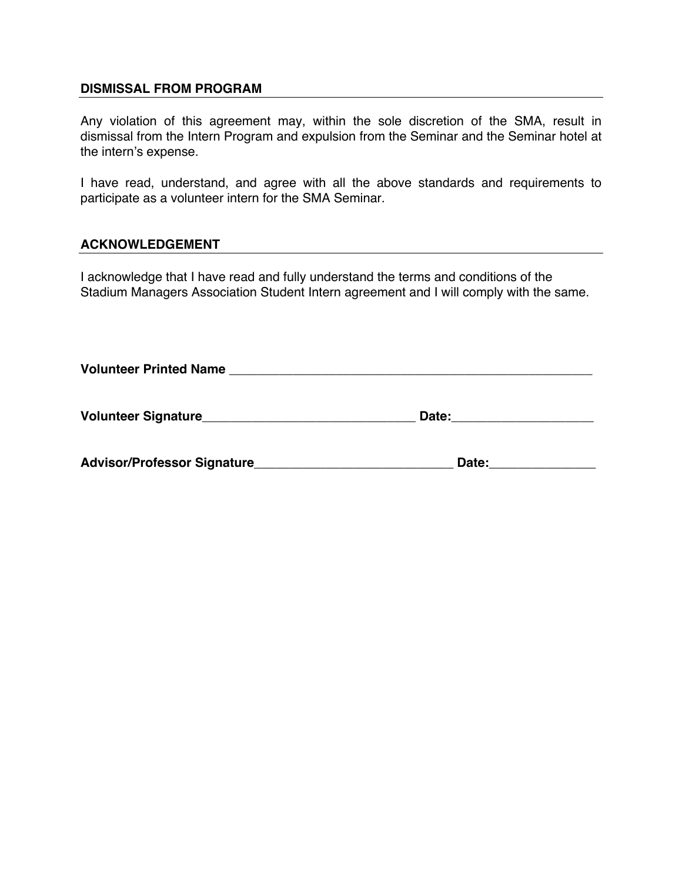## DISMISSAL FROM PROGRAM

Any violation of this agreement may, within the sole discretion of the SMA, result in dismissal from the Intern Program and expulsion from the Seminar and the Seminar hotel at the intern's expense.

I have read, understand, and agree with all the above standards and requirements to participate as a volunteer intern for the SMA Seminar.

## ACKNOWLEDGEMENT

I acknowledge that I have read and fully understand the terms and conditions of the Stadium Managers Association Student Intern agreement and I will comply with the same.

**Volunteer Printed Name** _______________________________________________________

**Volunteer Signature**________________________________ **Date:**____________________

**Advisor/Professor Signature**_____________________________ **Date:**_______________